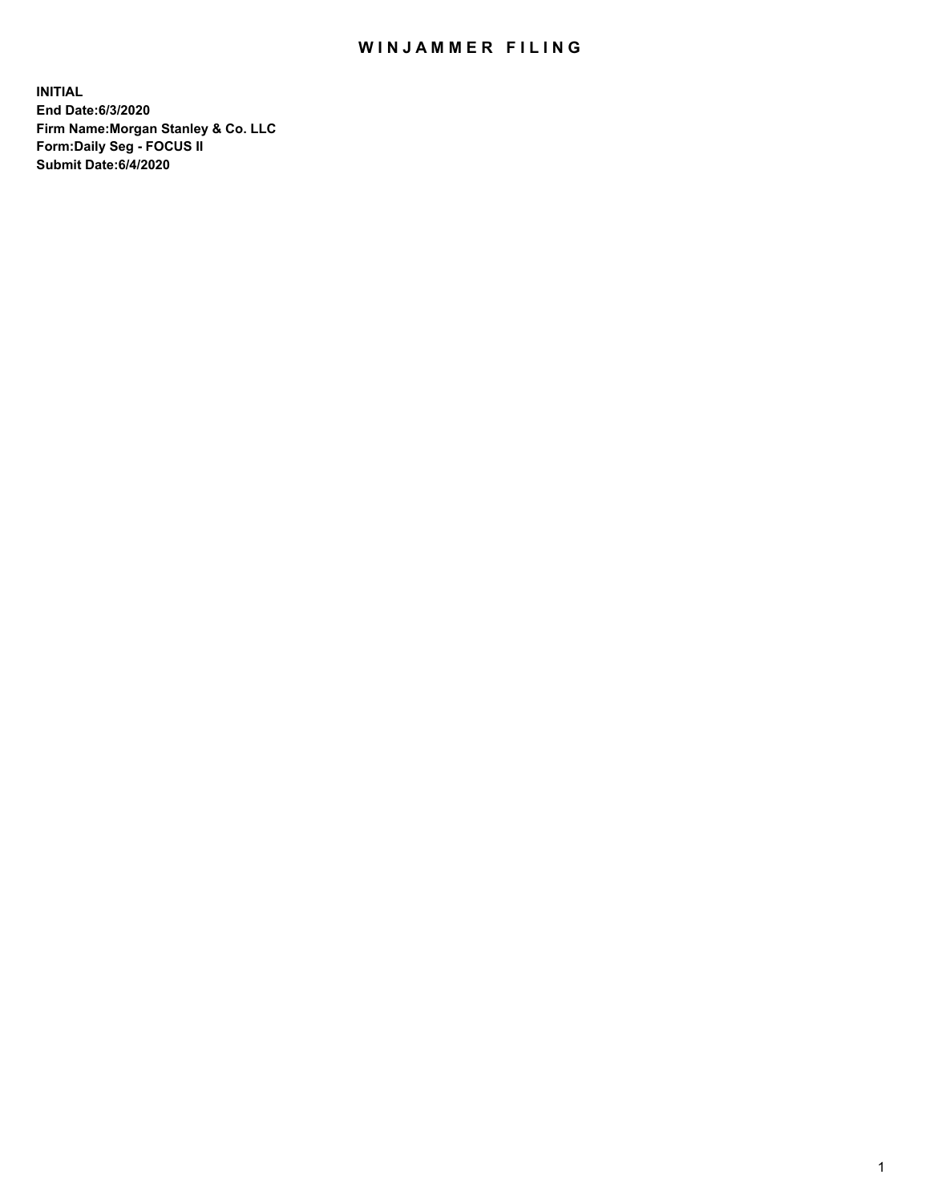# WINJAMMER FILING

**INITIAL**
**End Date:6/3/2020**
**Firm Name:Morgan Stanley & Co. LLC**
**Form:Daily Seg - FOCUS II**
**Submit Date:6/4/2020**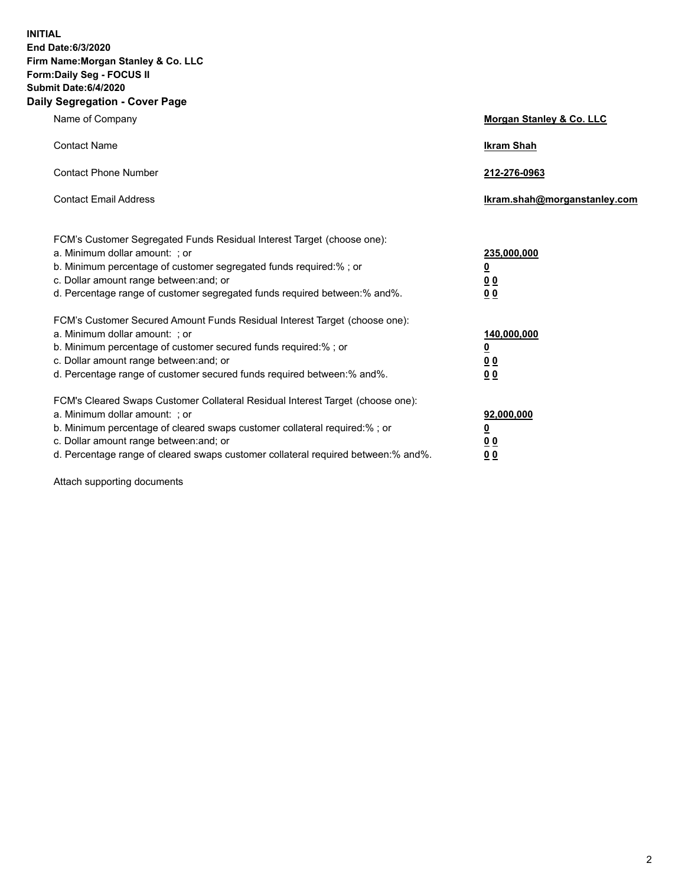**INITIAL**
**End Date:6/3/2020**
**Firm Name:Morgan Stanley & Co. LLC**
**Form:Daily Seg - FOCUS II**
**Submit Date:6/4/2020**

## Daily Segregation - Cover Page

| | |
|---|---|
| Name of Company | **Morgan Stanley & Co. LLC** |
| Contact Name | **Ikram Shah** |
| Contact Phone Number | **212-276-0963** |
| Contact Email Address | **Ikram.shah@morganstanley.com** |

| | |
|---|---|
| FCM's Customer Segregated Funds Residual Interest Target (choose one): | |
| a. Minimum dollar amount: ; or | **235,000,000** |
| b. Minimum percentage of customer segregated funds required:% ; or | **0** |
| c. Dollar amount range between:and; or | **0 0** |
| d. Percentage range of customer segregated funds required between:% and%. | **0 0** |
| FCM's Customer Secured Amount Funds Residual Interest Target (choose one): | |
| a. Minimum dollar amount: ; or | **140,000,000** |
| b. Minimum percentage of customer secured funds required:% ; or | **0** |
| c. Dollar amount range between:and; or | **0 0** |
| d. Percentage range of customer secured funds required between:% and%. | **0 0** |
| FCM's Cleared Swaps Customer Collateral Residual Interest Target (choose one): | |
| a. Minimum dollar amount: ; or | **92,000,000** |
| b. Minimum percentage of cleared swaps customer collateral required:% ; or | **0** |
| c. Dollar amount range between:and; or | **0 0** |
| d. Percentage range of cleared swaps customer collateral required between:% and%. | **0 0** |

Attach supporting documents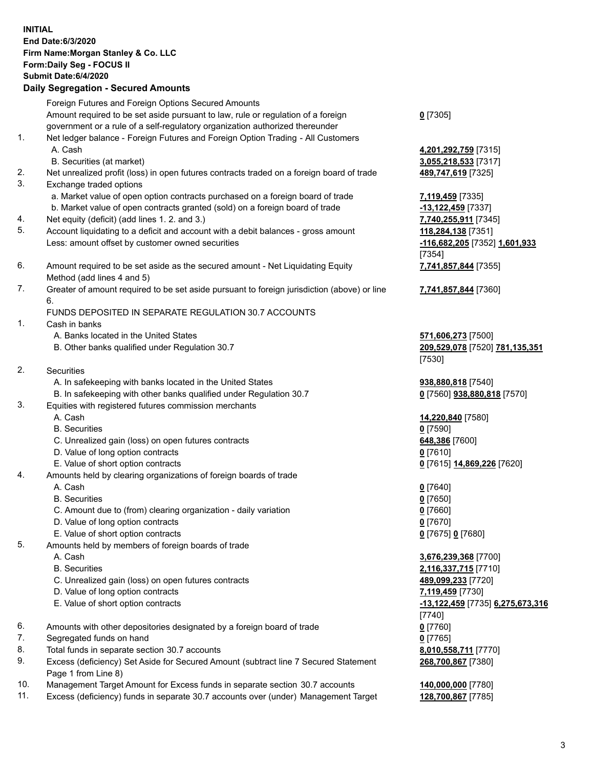**INITIAL**
**End Date:6/3/2020**
**Firm Name:Morgan Stanley & Co. LLC**
**Form:Daily Seg - FOCUS II**
**Submit Date:6/4/2020**

## Daily Segregation - Secured Amounts

| | | |
|---|---|---|
| | Foreign Futures and Foreign Options Secured Amounts | |
| | Amount required to be set aside pursuant to law, rule or regulation of a foreign government or a rule of a self-regulatory organization authorized thereunder | **0** [7305] |
| 1. | Net ledger balance - Foreign Futures and Foreign Option Trading - All Customers | |
| | A. Cash | **4,201,292,759** [7315] |
| | B. Securities (at market) | **3,055,218,533** [7317] |
| 2. | Net unrealized profit (loss) in open futures contracts traded on a foreign board of trade | **489,747,619** [7325] |
| 3. | Exchange traded options | |
| | a. Market value of open option contracts purchased on a foreign board of trade | **7,119,459** [7335] |
| | b. Market value of open contracts granted (sold) on a foreign board of trade | **-13,122,459** [7337] |
| 4. | Net equity (deficit) (add lines 1. 2. and 3.) | **7,740,255,911** [7345] |
| 5. | Account liquidating to a deficit and account with a debit balances - gross amount | **118,284,138** [7351] |
| | Less: amount offset by customer owned securities | **-116,682,205** [7352] **1,601,933** [7354] |
| 6. | Amount required to be set aside as the secured amount - Net Liquidating Equity Method (add lines 4 and 5) | **7,741,857,844** [7355] |
| 7. | Greater of amount required to be set aside pursuant to foreign jurisdiction (above) or line 6. | **7,741,857,844** [7360] |
| | FUNDS DEPOSITED IN SEPARATE REGULATION 30.7 ACCOUNTS | |
| 1. | Cash in banks | |
| | A. Banks located in the United States | **571,606,273** [7500] |
| | B. Other banks qualified under Regulation 30.7 | **209,529,078** [7520] **781,135,351** [7530] |
| 2. | Securities | |
| | A. In safekeeping with banks located in the United States | **938,880,818** [7540] |
| | B. In safekeeping with other banks qualified under Regulation 30.7 | **0** [7560] **938,880,818** [7570] |
| 3. | Equities with registered futures commission merchants | |
| | A. Cash | **14,220,840** [7580] |
| | B. Securities | **0** [7590] |
| | C. Unrealized gain (loss) on open futures contracts | **648,386** [7600] |
| | D. Value of long option contracts | **0** [7610] |
| | E. Value of short option contracts | **0** [7615] **14,869,226** [7620] |
| 4. | Amounts held by clearing organizations of foreign boards of trade | |
| | A. Cash | **0** [7640] |
| | B. Securities | **0** [7650] |
| | C. Amount due to (from) clearing organization - daily variation | **0** [7660] |
| | D. Value of long option contracts | **0** [7670] |
| | E. Value of short option contracts | **0** [7675] **0** [7680] |
| 5. | Amounts held by members of foreign boards of trade | |
| | A. Cash | **3,676,239,368** [7700] |
| | B. Securities | **2,116,337,715** [7710] |
| | C. Unrealized gain (loss) on open futures contracts | **489,099,233** [7720] |
| | D. Value of long option contracts | **7,119,459** [7730] |
| | E. Value of short option contracts | **-13,122,459** [7735] **6,275,673,316** [7740] |
| 6. | Amounts with other depositories designated by a foreign board of trade | **0** [7760] |
| 7. | Segregated funds on hand | **0** [7765] |
| 8. | Total funds in separate section 30.7 accounts | **8,010,558,711** [7770] |
| 9. | Excess (deficiency) Set Aside for Secured Amount (subtract line 7 Secured Statement Page 1 from Line 8) | **268,700,867** [7380] |
| 10. | Management Target Amount for Excess funds in separate section 30.7 accounts | **140,000,000** [7780] |
| 11. | Excess (deficiency) funds in separate 30.7 accounts over (under) Management Target | **128,700,867** [7785] |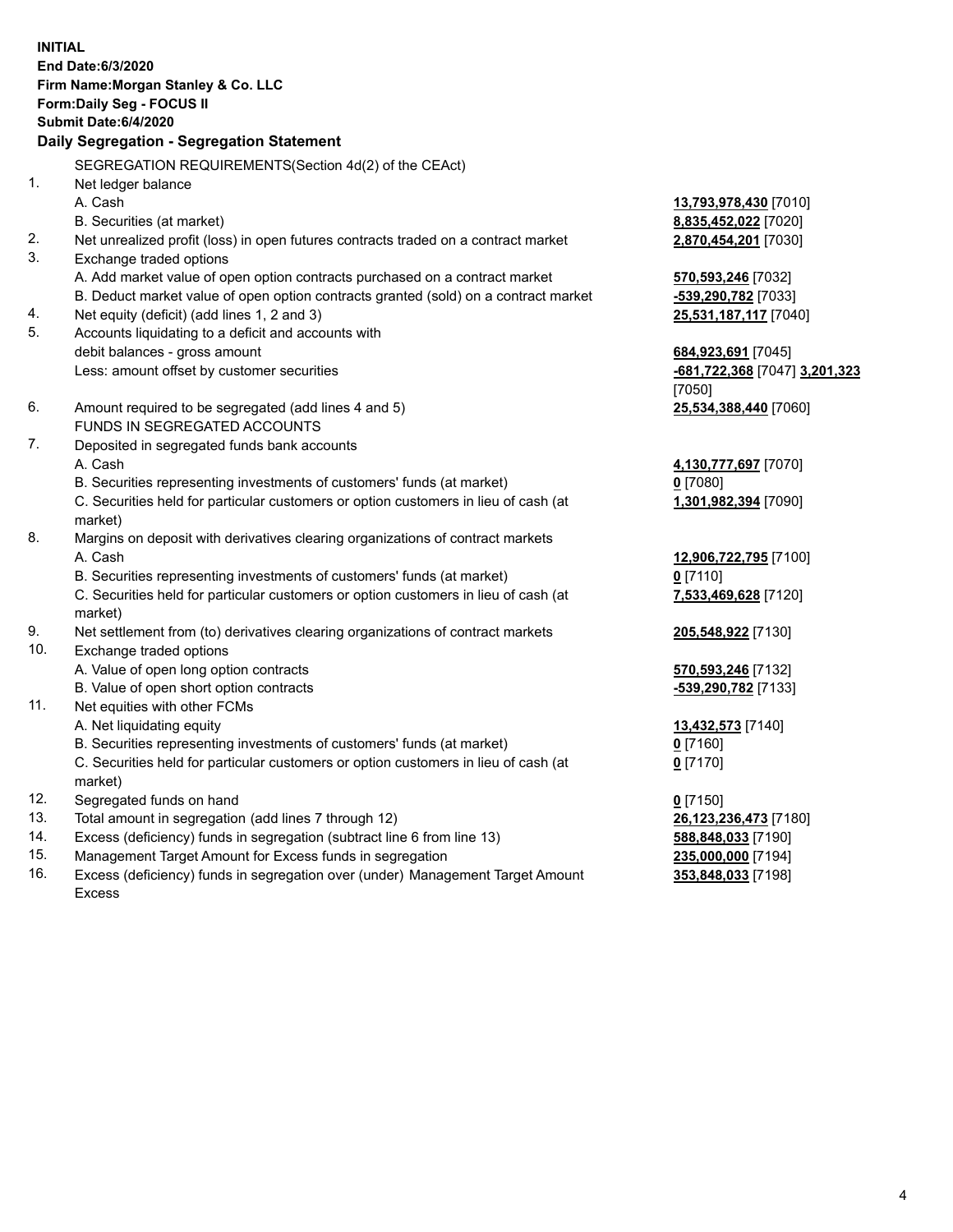**INITIAL**
**End Date:6/3/2020**
**Firm Name:Morgan Stanley & Co. LLC**
**Form:Daily Seg - FOCUS II**
**Submit Date:6/4/2020**

### Daily Segregation - Segregation Statement

| | | |
|---|---|---|
| | SEGREGATION REQUIREMENTS(Section 4d(2) of the CEAct) | |
| 1. | Net ledger balance | |
| | A. Cash | **13,793,978,430** [7010] |
| | B. Securities (at market) | **8,835,452,022** [7020] |
| 2. | Net unrealized profit (loss) in open futures contracts traded on a contract market | **2,870,454,201** [7030] |
| 3. | Exchange traded options | |
| | A. Add market value of open option contracts purchased on a contract market | **570,593,246** [7032] |
| | B. Deduct market value of open option contracts granted (sold) on a contract market | **-539,290,782** [7033] |
| 4. | Net equity (deficit) (add lines 1, 2 and 3) | **25,531,187,117** [7040] |
| 5. | Accounts liquidating to a deficit and accounts with debit balances - gross amount | **684,923,691** [7045] |
| | Less: amount offset by customer securities | **-681,722,368** [7047] **3,201,323** [7050] |
| 6. | Amount required to be segregated (add lines 4 and 5) | **25,534,388,440** [7060] |
| | FUNDS IN SEGREGATED ACCOUNTS | |
| 7. | Deposited in segregated funds bank accounts | |
| | A. Cash | **4,130,777,697** [7070] |
| | B. Securities representing investments of customers' funds (at market) | **0** [7080] |
| | C. Securities held for particular customers or option customers in lieu of cash (at market) | **1,301,982,394** [7090] |
| 8. | Margins on deposit with derivatives clearing organizations of contract markets | |
| | A. Cash | **12,906,722,795** [7100] |
| | B. Securities representing investments of customers' funds (at market) | **0** [7110] |
| | C. Securities held for particular customers or option customers in lieu of cash (at market) | **7,533,469,628** [7120] |
| 9. | Net settlement from (to) derivatives clearing organizations of contract markets | **205,548,922** [7130] |
| 10. | Exchange traded options | |
| | A. Value of open long option contracts | **570,593,246** [7132] |
| | B. Value of open short option contracts | **-539,290,782** [7133] |
| 11. | Net equities with other FCMs | |
| | A. Net liquidating equity | **13,432,573** [7140] |
| | B. Securities representing investments of customers' funds (at market) | **0** [7160] |
| | C. Securities held for particular customers or option customers in lieu of cash (at market) | **0** [7170] |
| 12. | Segregated funds on hand | **0** [7150] |
| 13. | Total amount in segregation (add lines 7 through 12) | **26,123,236,473** [7180] |
| 14. | Excess (deficiency) funds in segregation (subtract line 6 from line 13) | **588,848,033** [7190] |
| 15. | Management Target Amount for Excess funds in segregation | **235,000,000** [7194] |
| 16. | Excess (deficiency) funds in segregation over (under) Management Target Amount Excess | **353,848,033** [7198] |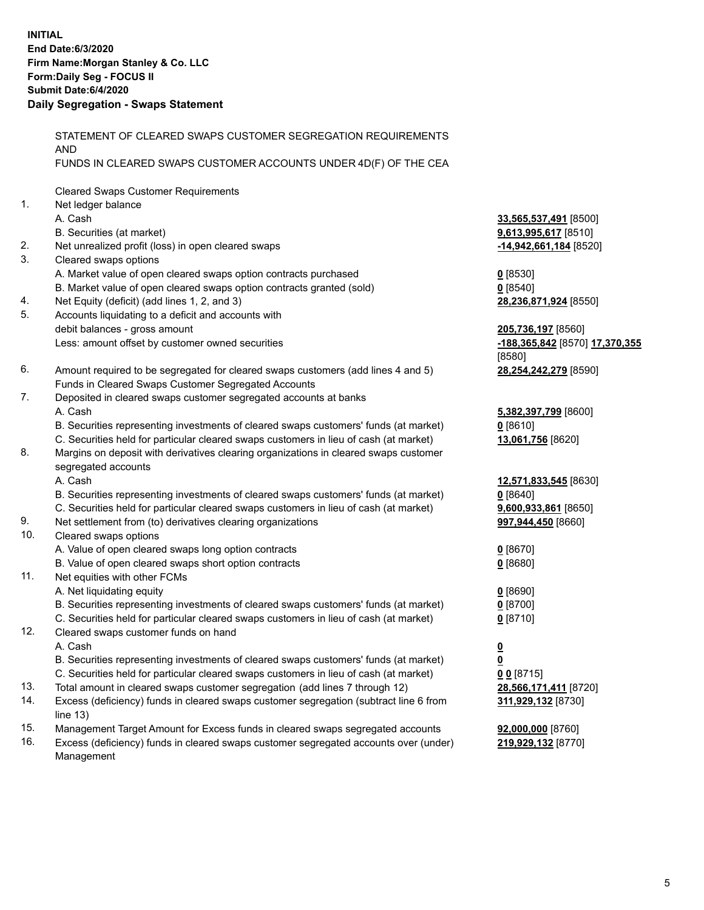**INITIAL**
**End Date:6/3/2020**
**Firm Name:Morgan Stanley & Co. LLC**
**Form:Daily Seg - FOCUS II**
**Submit Date:6/4/2020**
**Daily Segregation - Swaps Statement**

STATEMENT OF CLEARED SWAPS CUSTOMER SEGREGATION REQUIREMENTS AND FUNDS IN CLEARED SWAPS CUSTOMER ACCOUNTS UNDER 4D(F) OF THE CEA

| | | |
|---|---|---|
| | Cleared Swaps Customer Requirements | |
| 1. | Net ledger balance | |
| | A. Cash | **33,565,537,491** [8500] |
| | B. Securities (at market) | **9,613,995,617** [8510] |
| 2. | Net unrealized profit (loss) in open cleared swaps | **-14,942,661,184** [8520] |
| 3. | Cleared swaps options | |
| | A. Market value of open cleared swaps option contracts purchased | **0** [8530] |
| | B. Market value of open cleared swaps option contracts granted (sold) | **0** [8540] |
| 4. | Net Equity (deficit) (add lines 1, 2, and 3) | **28,236,871,924** [8550] |
| 5. | Accounts liquidating to a deficit and accounts with debit balances - gross amount | **205,736,197** [8560] |
| | Less: amount offset by customer owned securities | **-188,365,842** [8570] **17,370,355** [8580] |
| 6. | Amount required to be segregated for cleared swaps customers (add lines 4 and 5) | **28,254,242,279** [8590] |
| | Funds in Cleared Swaps Customer Segregated Accounts | |
| 7. | Deposited in cleared swaps customer segregated accounts at banks | |
| | A. Cash | **5,382,397,799** [8600] |
| | B. Securities representing investments of cleared swaps customers' funds (at market) | **0** [8610] |
| | C. Securities held for particular cleared swaps customers in lieu of cash (at market) | **13,061,756** [8620] |
| 8. | Margins on deposit with derivatives clearing organizations in cleared swaps customer segregated accounts | |
| | A. Cash | **12,571,833,545** [8630] |
| | B. Securities representing investments of cleared swaps customers' funds (at market) | **0** [8640] |
| | C. Securities held for particular cleared swaps customers in lieu of cash (at market) | **9,600,933,861** [8650] |
| 9. | Net settlement from (to) derivatives clearing organizations | **997,944,450** [8660] |
| 10. | Cleared swaps options | |
| | A. Value of open cleared swaps long option contracts | **0** [8670] |
| | B. Value of open cleared swaps short option contracts | **0** [8680] |
| 11. | Net equities with other FCMs | |
| | A. Net liquidating equity | **0** [8690] |
| | B. Securities representing investments of cleared swaps customers' funds (at market) | **0** [8700] |
| | C. Securities held for particular cleared swaps customers in lieu of cash (at market) | **0** [8710] |
| 12. | Cleared swaps customer funds on hand | |
| | A. Cash | **0** |
| | B. Securities representing investments of cleared swaps customers' funds (at market) | **0** |
| | C. Securities held for particular cleared swaps customers in lieu of cash (at market) | **0** **0** [8715] |
| 13. | Total amount in cleared swaps customer segregation (add lines 7 through 12) | **28,566,171,411** [8720] |
| 14. | Excess (deficiency) funds in cleared swaps customer segregation (subtract line 6 from line 13) | **311,929,132** [8730] |
| 15. | Management Target Amount for Excess funds in cleared swaps segregated accounts | **92,000,000** [8760] |
| 16. | Excess (deficiency) funds in cleared swaps customer segregated accounts over (under) Management | **219,929,132** [8770] |